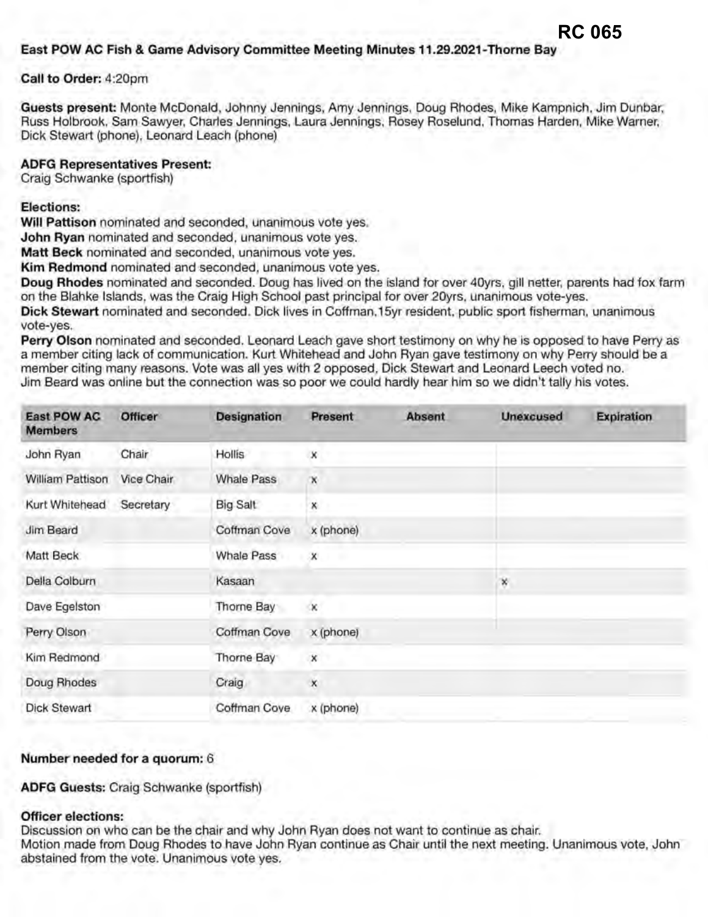RC 065

**East POW AC Fish & Game Advisory Committee Meeting Minutes 11.29.2021-Thorne Bay**

**Call to Order:** 4:20pm

**Guests present:** Monte McDonald, Johnny Jennings, Amy Jennings, Doug Rhodes, Mike Kampnich, Jim Dunbar, Russ Holbrook, Sam Sawyer, Charles Jennings, Laura Jennings, Rosey Roselund, Thomas Harden, Mike Warner, Dick Stewart (phone), Leonard Leach (phone)

**ADFG Representatives Present:**
Craig Schwanke (sportfish)

**Elections:**
**Will Pattison** nominated and seconded, unanimous vote yes.
**John Ryan** nominated and seconded, unanimous vote yes.
**Matt Beck** nominated and seconded, unanimous vote yes.
**Kim Redmond** nominated and seconded, unanimous vote yes.
**Doug Rhodes** nominated and seconded. Doug has lived on the island for over 40yrs, gill netter, parents had fox farm on the Blahke Islands, was the Craig High School past principal for over 20yrs, unanimous vote-yes.
**Dick Stewart** nominated and seconded. Dick lives in Coffman,15yr resident, public sport fisherman, unanimous vote-yes.
**Perry Olson** nominated and seconded. Leonard Leach gave short testimony on why he is opposed to have Perry as a member citing lack of communication. Kurt Whitehead and John Ryan gave testimony on why Perry should be a member citing many reasons. Vote was all yes with 2 opposed, Dick Stewart and Leonard Leech voted no.
Jim Beard was online but the connection was so poor we could hardly hear him so we didn't tally his votes.

| East POW AC Members | Officer | Designation | Present | Absent | Unexcused | Expiration |
|---|---|---|---|---|---|---|
| John Ryan | Chair | Hollis | x | | | |
| William Pattison | Vice Chair | Whale Pass | x | | | |
| Kurt Whitehead | Secretary | Big Salt | x | | | |
| Jim Beard | | Coffman Cove | x (phone) | | | |
| Matt Beck | | Whale Pass | x | | | |
| Della Colburn | | Kasaan | | | x | |
| Dave Egelston | | Thorne Bay | x | | | |
| Perry Olson | | Coffman Cove | x (phone) | | | |
| Kim Redmond | | Thorne Bay | x | | | |
| Doug Rhodes | | Craig | x | | | |
| Dick Stewart | | Coffman Cove | x (phone) | | | |

**Number needed for a quorum:** 6

**ADFG Guests:** Craig Schwanke (sportfish)

**Officer elections:**
Discussion on who can be the chair and why John Ryan does not want to continue as chair.
Motion made from Doug Rhodes to have John Ryan continue as Chair until the next meeting. Unanimous vote, John abstained from the vote. Unanimous vote yes.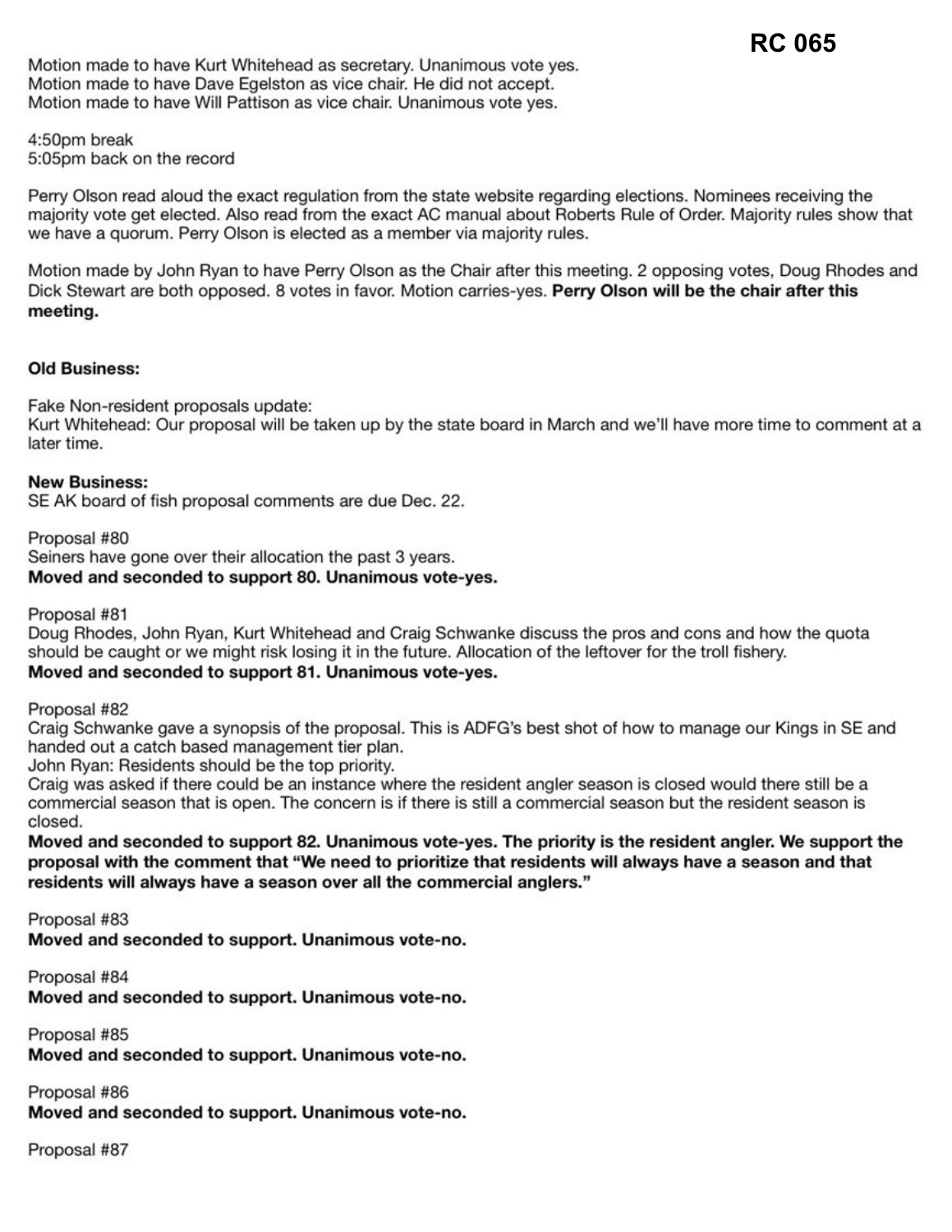Motion made to have Kurt Whitehead as secretary. Unanimous vote yes.
Motion made to have Dave Egelston as vice chair. He did not accept.
Motion made to have Will Pattison as vice chair. Unanimous vote yes.

4:50pm break
5:05pm back on the record

Perry Olson read aloud the exact regulation from the state website regarding elections. Nominees receiving the majority vote get elected. Also read from the exact AC manual about Roberts Rule of Order. Majority rules show that we have a quorum. Perry Olson is elected as a member via majority rules.

Motion made by John Ryan to have Perry Olson as the Chair after this meeting. 2 opposing votes, Doug Rhodes and Dick Stewart are both opposed. 8 votes in favor. Motion carries-yes. **Perry Olson will be the chair after this meeting.**

**Old Business:**

Fake Non-resident proposals update:
Kurt Whitehead: Our proposal will be taken up by the state board in March and we'll have more time to comment at a later time.

**New Business:**
SE AK board of fish proposal comments are due Dec. 22.

Proposal #80
Seiners have gone over their allocation the past 3 years.
**Moved and seconded to support 80. Unanimous vote-yes.**

Proposal #81
Doug Rhodes, John Ryan, Kurt Whitehead and Craig Schwanke discuss the pros and cons and how the quota should be caught or we might risk losing it in the future. Allocation of the leftover for the troll fishery.
**Moved and seconded to support 81. Unanimous vote-yes.**

Proposal #82
Craig Schwanke gave a synopsis of the proposal. This is ADFG's best shot of how to manage our Kings in SE and handed out a catch based management tier plan.
John Ryan: Residents should be the top priority.
Craig was asked if there could be an instance where the resident angler season is closed would there still be a commercial season that is open. The concern is if there is still a commercial season but the resident season is closed.
**Moved and seconded to support 82. Unanimous vote-yes. The priority is the resident angler. We support the proposal with the comment that "We need to prioritize that residents will always have a season and that residents will always have a season over all the commercial anglers."**

Proposal #83
**Moved and seconded to support. Unanimous vote-no.**

Proposal #84
**Moved and seconded to support. Unanimous vote-no.**

Proposal #85
**Moved and seconded to support. Unanimous vote-no.**

Proposal #86
**Moved and seconded to support. Unanimous vote-no.**

Proposal #87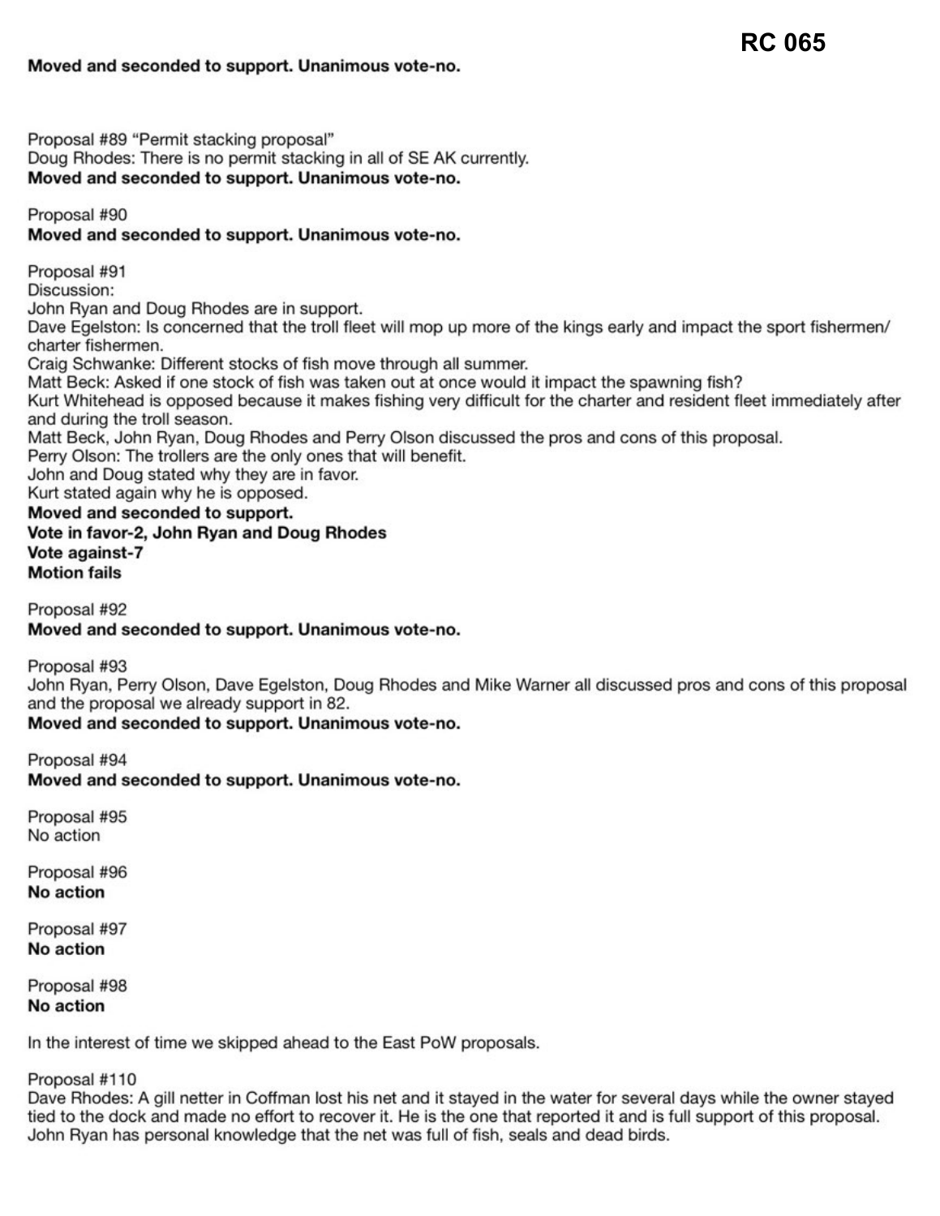**Moved and seconded to support. Unanimous vote-no.**

Proposal #89 "Permit stacking proposal"
Doug Rhodes: There is no permit stacking in all of SE AK currently.
**Moved and seconded to support. Unanimous vote-no.**

Proposal #90
**Moved and seconded to support. Unanimous vote-no.**

Proposal #91
Discussion:
John Ryan and Doug Rhodes are in support.
Dave Egelston: Is concerned that the troll fleet will mop up more of the kings early and impact the sport fishermen/ charter fishermen.
Craig Schwanke: Different stocks of fish move through all summer.
Matt Beck: Asked if one stock of fish was taken out at once would it impact the spawning fish?
Kurt Whitehead is opposed because it makes fishing very difficult for the charter and resident fleet immediately after and during the troll season.
Matt Beck, John Ryan, Doug Rhodes and Perry Olson discussed the pros and cons of this proposal.
Perry Olson: The trollers are the only ones that will benefit.
John and Doug stated why they are in favor.
Kurt stated again why he is opposed.
**Moved and seconded to support.**
**Vote in favor-2, John Ryan and Doug Rhodes**
**Vote against-7**
**Motion fails**

Proposal #92
**Moved and seconded to support. Unanimous vote-no.**

Proposal #93
John Ryan, Perry Olson, Dave Egelston, Doug Rhodes and Mike Warner all discussed pros and cons of this proposal and the proposal we already support in 82.
**Moved and seconded to support. Unanimous vote-no.**

Proposal #94
**Moved and seconded to support. Unanimous vote-no.**

Proposal #95
No action

Proposal #96
**No action**

Proposal #97
**No action**

Proposal #98
**No action**

In the interest of time we skipped ahead to the East PoW proposals.

Proposal #110
Dave Rhodes: A gill netter in Coffman lost his net and it stayed in the water for several days while the owner stayed tied to the dock and made no effort to recover it. He is the one that reported it and is full support of this proposal.
John Ryan has personal knowledge that the net was full of fish, seals and dead birds.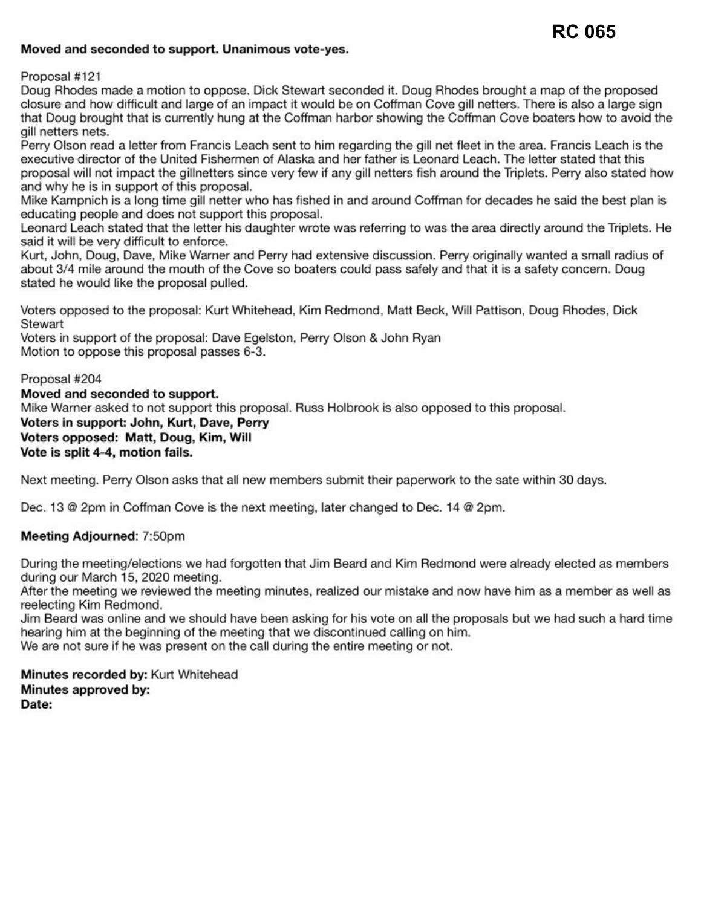**RC 065**

**Moved and seconded to support. Unanimous vote-yes.**

Proposal #121
Doug Rhodes made a motion to oppose. Dick Stewart seconded it. Doug Rhodes brought a map of the proposed closure and how difficult and large of an impact it would be on Coffman Cove gill netters. There is also a large sign that Doug brought that is currently hung at the Coffman harbor showing the Coffman Cove boaters how to avoid the gill netters nets.
Perry Olson read a letter from Francis Leach sent to him regarding the gill net fleet in the area. Francis Leach is the executive director of the United Fishermen of Alaska and her father is Leonard Leach. The letter stated that this proposal will not impact the gillnetters since very few if any gill netters fish around the Triplets. Perry also stated how and why he is in support of this proposal.
Mike Kampnich is a long time gill netter who has fished in and around Coffman for decades he said the best plan is educating people and does not support this proposal.
Leonard Leach stated that the letter his daughter wrote was referring to was the area directly around the Triplets. He said it will be very difficult to enforce.
Kurt, John, Doug, Dave, Mike Warner and Perry had extensive discussion. Perry originally wanted a small radius of about 3/4 mile around the mouth of the Cove so boaters could pass safely and that it is a safety concern. Doug stated he would like the proposal pulled.

Voters opposed to the proposal: Kurt Whitehead, Kim Redmond, Matt Beck, Will Pattison, Doug Rhodes, Dick Stewart
Voters in support of the proposal: Dave Egelston, Perry Olson & John Ryan
Motion to oppose this proposal passes 6-3.

Proposal #204
**Moved and seconded to support.**
Mike Warner asked to not support this proposal. Russ Holbrook is also opposed to this proposal.
**Voters in support: John, Kurt, Dave, Perry**
**Voters opposed: Matt, Doug, Kim, Will**
**Vote is split 4-4, motion fails.**

Next meeting. Perry Olson asks that all new members submit their paperwork to the sate within 30 days.

Dec. 13 @ 2pm in Coffman Cove is the next meeting, later changed to Dec. 14 @ 2pm.

**Meeting Adjourned**: 7:50pm

During the meeting/elections we had forgotten that Jim Beard and Kim Redmond were already elected as members during our March 15, 2020 meeting.
After the meeting we reviewed the meeting minutes, realized our mistake and now have him as a member as well as reelecting Kim Redmond.
Jim Beard was online and we should have been asking for his vote on all the proposals but we had such a hard time hearing him at the beginning of the meeting that we discontinued calling on him.
We are not sure if he was present on the call during the entire meeting or not.

**Minutes recorded by:** Kurt Whitehead
**Minutes approved by:**
**Date:**